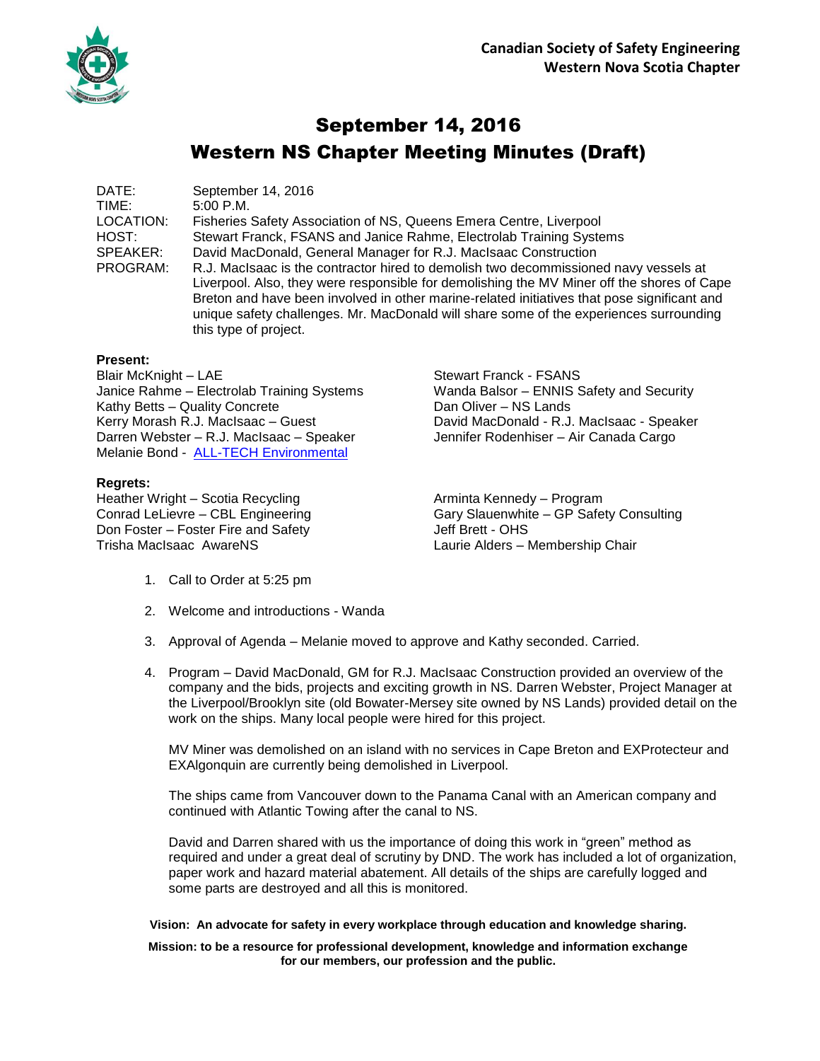**Canadian Society of Safety Engineering**
**Western Nova Scotia Chapter**

# September 14, 2016
# Western NS Chapter Meeting Minutes (Draft)

DATE: September 14, 2016
TIME: 5:00 P.M.
LOCATION: Fisheries Safety Association of NS, Queens Emera Centre, Liverpool
HOST: Stewart Franck, FSANS and Janice Rahme, Electrolab Training Systems
SPEAKER: David MacDonald, General Manager for R.J. MacIsaac Construction
PROGRAM: R.J. MacIsaac is the contractor hired to demolish two decommissioned navy vessels at Liverpool. Also, they were responsible for demolishing the MV Miner off the shores of Cape Breton and have been involved in other marine-related initiatives that pose significant and unique safety challenges. Mr. MacDonald will share some of the experiences surrounding this type of project.

**Present:**

Blair McKnight – LAE
Janice Rahme – Electrolab Training Systems
Kathy Betts – Quality Concrete
Kerry Morash R.J. MacIsaac – Guest
Darren Webster – R.J. MacIsaac – Speaker
Melanie Bond - ALL-TECH Environmental
Stewart Franck - FSANS
Wanda Balsor – ENNIS Safety and Security
Dan Oliver – NS Lands
David MacDonald - R.J. MacIsaac - Speaker
Jennifer Rodenhiser – Air Canada Cargo

**Regrets:**

Heather Wright – Scotia Recycling
Conrad LeLievre – CBL Engineering
Don Foster – Foster Fire and Safety
Trisha MacIsaac AwareNS
Arminta Kennedy – Program
Gary Slauenwhite – GP Safety Consulting
Jeff Brett - OHS
Laurie Alders – Membership Chair

1. Call to Order at 5:25 pm

2. Welcome and introductions - Wanda

3. Approval of Agenda – Melanie moved to approve and Kathy seconded. Carried.

4. Program – David MacDonald, GM for R.J. MacIsaac Construction provided an overview of the company and the bids, projects and exciting growth in NS. Darren Webster, Project Manager at the Liverpool/Brooklyn site (old Bowater-Mersey site owned by NS Lands) provided detail on the work on the ships. Many local people were hired for this project.

   MV Miner was demolished on an island with no services in Cape Breton and EXProtecteur and EXAlgonquin are currently being demolished in Liverpool.

   The ships came from Vancouver down to the Panama Canal with an American company and continued with Atlantic Towing after the canal to NS.

   David and Darren shared with us the importance of doing this work in "green" method as required and under a great deal of scrutiny by DND. The work has included a lot of organization, paper work and hazard material abatement. All details of the ships are carefully logged and some parts are destroyed and all this is monitored.

**Vision: An advocate for safety in every workplace through education and knowledge sharing.**

**Mission: to be a resource for professional development, knowledge and information exchange for our members, our profession and the public.**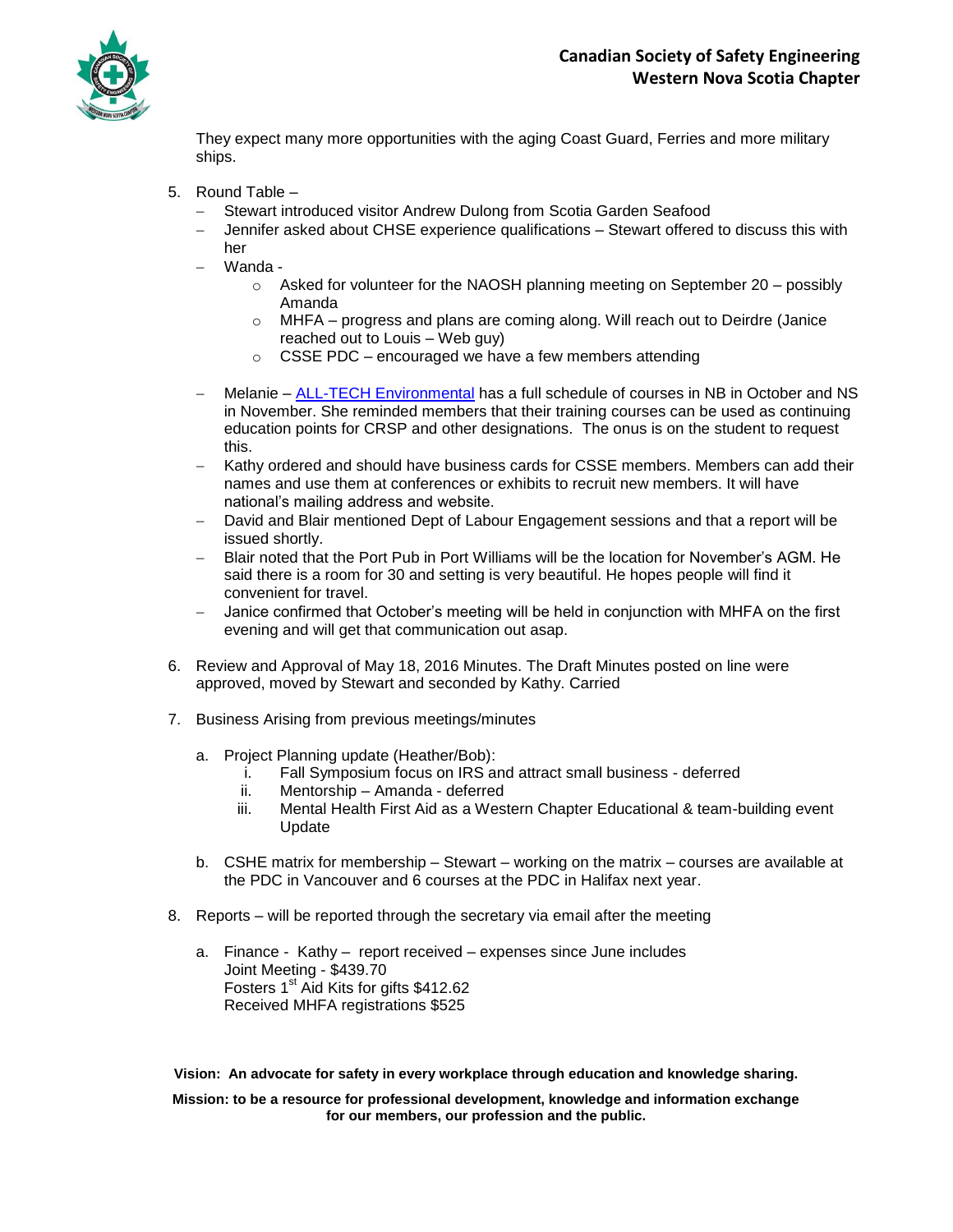They expect many more opportunities with the aging Coast Guard, Ferries and more military ships.

5. Round Table –
   - Stewart introduced visitor Andrew Dulong from Scotia Garden Seafood
   - Jennifer asked about CHSE experience qualifications – Stewart offered to discuss this with her
   - Wanda -
     - Asked for volunteer for the NAOSH planning meeting on September 20 – possibly Amanda
     - MHFA – progress and plans are coming along. Will reach out to Deirdre (Janice reached out to Louis – Web guy)
     - CSSE PDC – encouraged we have a few members attending
   - Melanie – ALL-TECH Environmental has a full schedule of courses in NB in October and NS in November. She reminded members that their training courses can be used as continuing education points for CRSP and other designations. The onus is on the student to request this.
   - Kathy ordered and should have business cards for CSSE members. Members can add their names and use them at conferences or exhibits to recruit new members. It will have national's mailing address and website.
   - David and Blair mentioned Dept of Labour Engagement sessions and that a report will be issued shortly.
   - Blair noted that the Port Pub in Port Williams will be the location for November's AGM. He said there is a room for 30 and setting is very beautiful. He hopes people will find it convenient for travel.
   - Janice confirmed that October's meeting will be held in conjunction with MHFA on the first evening and will get that communication out asap.

6. Review and Approval of May 18, 2016 Minutes. The Draft Minutes posted on line were approved, moved by Stewart and seconded by Kathy. Carried

7. Business Arising from previous meetings/minutes

   a. Project Planning update (Heather/Bob):
      i. Fall Symposium focus on IRS and attract small business - deferred
      ii. Mentorship – Amanda - deferred
      iii. Mental Health First Aid as a Western Chapter Educational & team-building event Update

   b. CSHE matrix for membership – Stewart – working on the matrix – courses are available at the PDC in Vancouver and 6 courses at the PDC in Halifax next year.

8. Reports – will be reported through the secretary via email after the meeting

   a. Finance - Kathy – report received – expenses since June includes
      Joint Meeting - $439.70
      Fosters 1st Aid Kits for gifts $412.62
      Received MHFA registrations $525

**Vision: An advocate for safety in every workplace through education and knowledge sharing.**

**Mission: to be a resource for professional development, knowledge and information exchange for our members, our profession and the public.**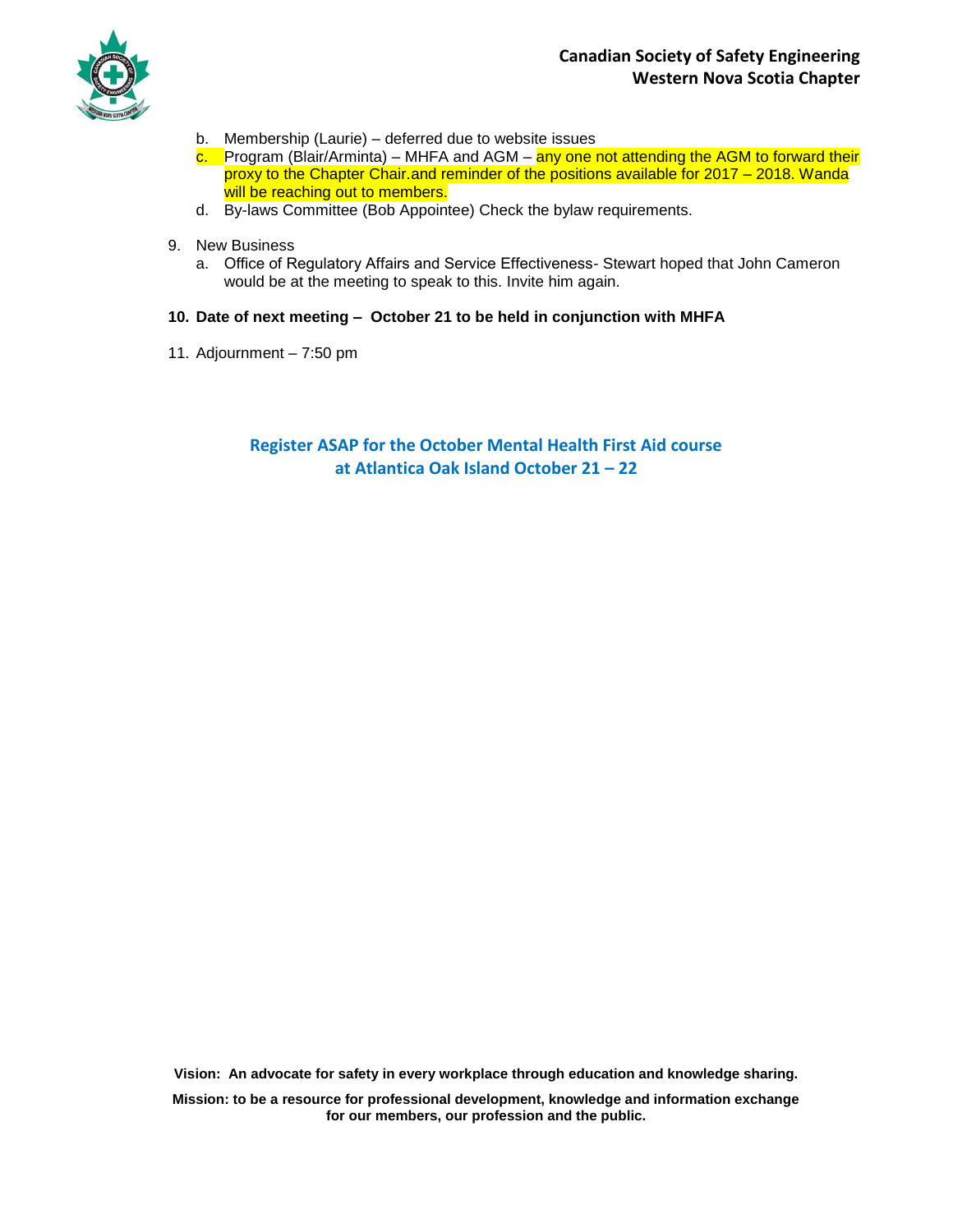b. Membership (Laurie) – deferred due to website issues
c. Program (Blair/Arminta) – MHFA and AGM – any one not attending the AGM to forward their proxy to the Chapter Chair.and reminder of the positions available for 2017 – 2018. Wanda will be reaching out to members.
d. By-laws Committee (Bob Appointee) Check the bylaw requirements.

9. New Business
   a. Office of Regulatory Affairs and Service Effectiveness- Stewart hoped that John Cameron would be at the meeting to speak to this. Invite him again.

**10. Date of next meeting – October 21 to be held in conjunction with MHFA**

11. Adjournment – 7:50 pm

**Register ASAP for the October Mental Health First Aid course at Atlantica Oak Island October 21 – 22**

**Vision: An advocate for safety in every workplace through education and knowledge sharing.**

**Mission: to be a resource for professional development, knowledge and information exchange for our members, our profession and the public.**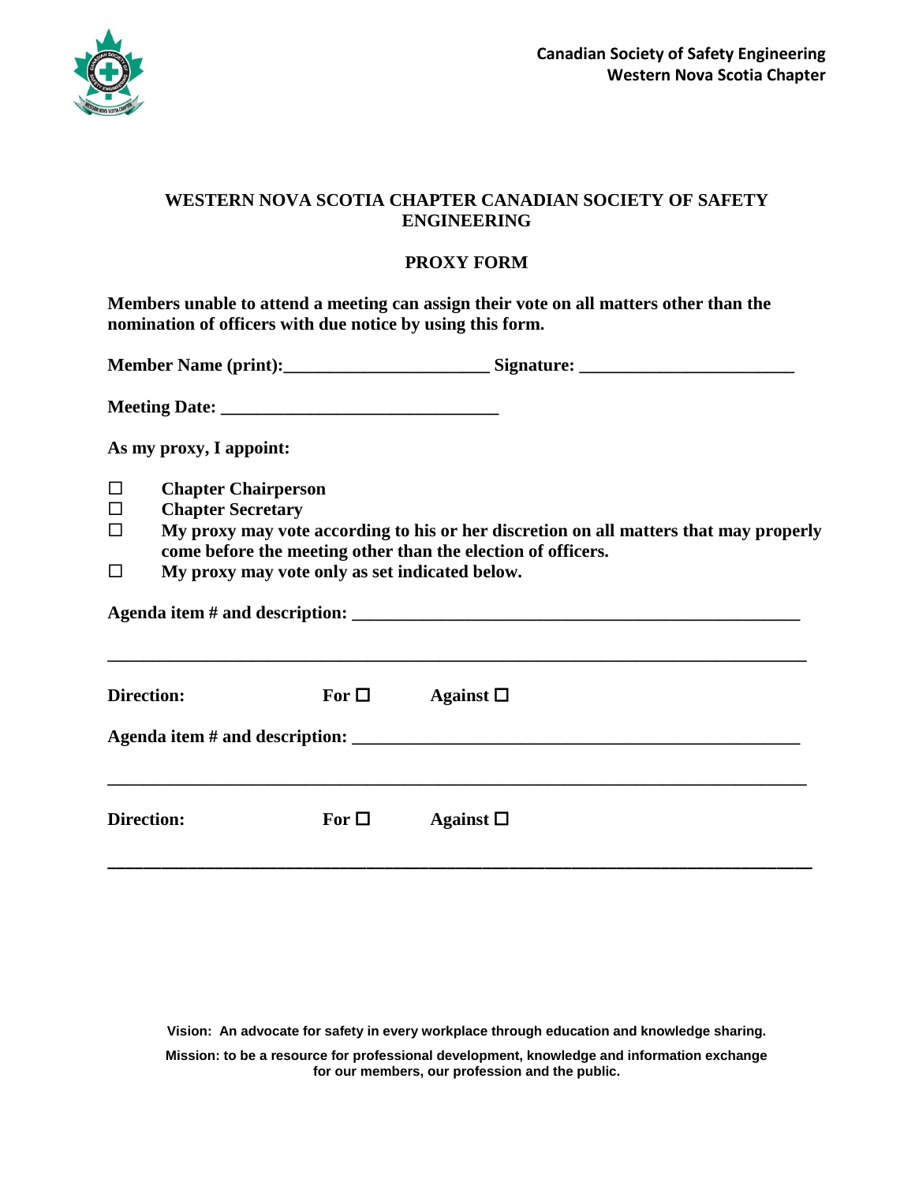**Canadian Society of Safety Engineering**
**Western Nova Scotia Chapter**

## WESTERN NOVA SCOTIA CHAPTER CANADIAN SOCIETY OF SAFETY ENGINEERING

## PROXY FORM

**Members unable to attend a meeting can assign their vote on all matters other than the nomination of officers with due notice by using this form.**

**Member Name (print):_______________________ Signature: ________________________**

**Meeting Date: _______________________________**

**As my proxy, I appoint:**

- ☐ **Chapter Chairperson**
- ☐ **Chapter Secretary**
- ☐ **My proxy may vote according to his or her discretion on all matters that may properly come before the meeting other than the election of officers.**
- ☐ **My proxy may vote only as set indicated below.**

**Agenda item # and description: __________________________________________________**

_____________________________________________________________________________

**Direction:** **For ☐** **Against ☐**

**Agenda item # and description: __________________________________________________**

_____________________________________________________________________________

**Direction:** **For ☐** **Against ☐**

_____________________________________________________________________________

**Vision: An advocate for safety in every workplace through education and knowledge sharing.**

**Mission: to be a resource for professional development, knowledge and information exchange for our members, our profession and the public.**